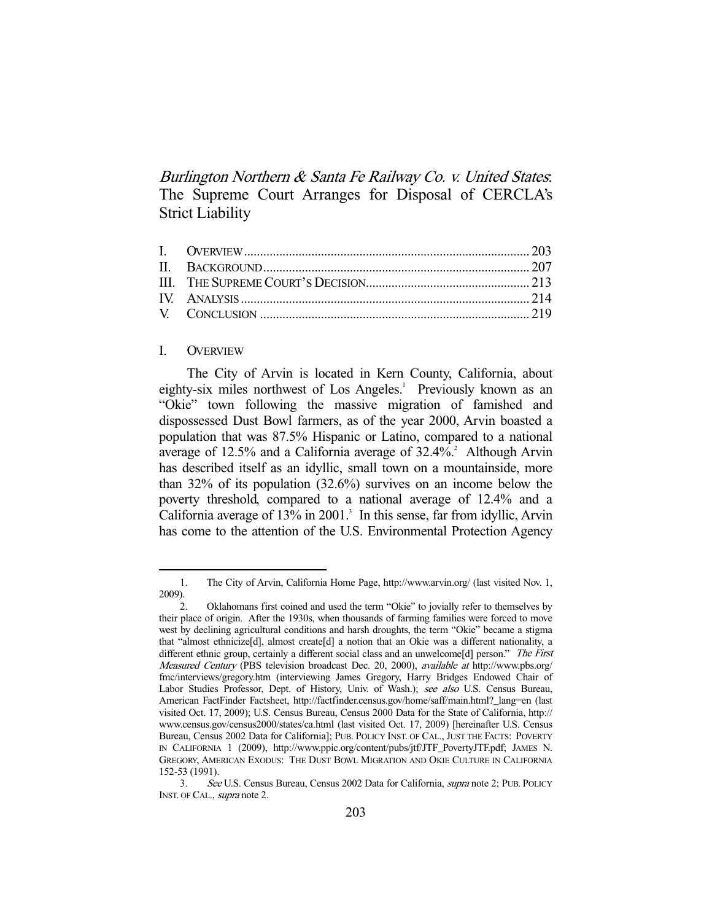# *Burlington Northern & Santa Fe Railway Co. v. United States*: The Supreme Court Arranges for Disposal of CERCLA's Strict Liability

| | |
|---|---|
| I. OVERVIEW | 203 |
| II. BACKGROUND | 207 |
| III. THE SUPREME COURT'S DECISION | 213 |
| IV. ANALYSIS | 214 |
| V. CONCLUSION | 219 |

## I. OVERVIEW

The City of Arvin is located in Kern County, California, about eighty-six miles northwest of Los Angeles.[1] Previously known as an "Okie" town following the massive migration of famished and dispossessed Dust Bowl farmers, as of the year 2000, Arvin boasted a population that was 87.5% Hispanic or Latino, compared to a national average of 12.5% and a California average of 32.4%.[2] Although Arvin has described itself as an idyllic, small town on a mountainside, more than 32% of its population (32.6%) survives on an income below the poverty threshold, compared to a national average of 12.4% and a California average of 13% in 2001.[3] In this sense, far from idyllic, Arvin has come to the attention of the U.S. Environmental Protection Agency

---

1. The City of Arvin, California Home Page, http://www.arvin.org/ (last visited Nov. 1, 2009).

2. Oklahomans first coined and used the term "Okie" to jovially refer to themselves by their place of origin. After the 1930s, when thousands of farming families were forced to move west by declining agricultural conditions and harsh droughts, the term "Okie" became a stigma that "almost ethnicize[d], almost create[d] a notion that an Okie was a different nationality, a different ethnic group, certainly a different social class and an unwelcome[d] person." *The First Measured Century* (PBS television broadcast Dec. 20, 2000), *available at* http://www.pbs.org/fmc/interviews/gregory.htm (interviewing James Gregory, Harry Bridges Endowed Chair of Labor Studies Professor, Dept. of History, Univ. of Wash.); *see also* U.S. Census Bureau, American FactFinder Factsheet, http://factfinder.census.gov/home/saff/main.html?_lang=en (last visited Oct. 17, 2009); U.S. Census Bureau, Census 2000 Data for the State of California, http://www.census.gov/census2000/states/ca.html (last visited Oct. 17, 2009) [hereinafter U.S. Census Bureau, Census 2002 Data for California]; PUB. POLICY INST. OF CAL., JUST THE FACTS: POVERTY IN CALIFORNIA 1 (2009), http://www.ppic.org/content/pubs/jtf/JTF_PovertyJTF.pdf; JAMES N. GREGORY, AMERICAN EXODUS: THE DUST BOWL MIGRATION AND OKIE CULTURE IN CALIFORNIA 152-53 (1991).

3. *See* U.S. Census Bureau, Census 2002 Data for California, *supra* note 2; PUB. POLICY INST. OF CAL., *supra* note 2.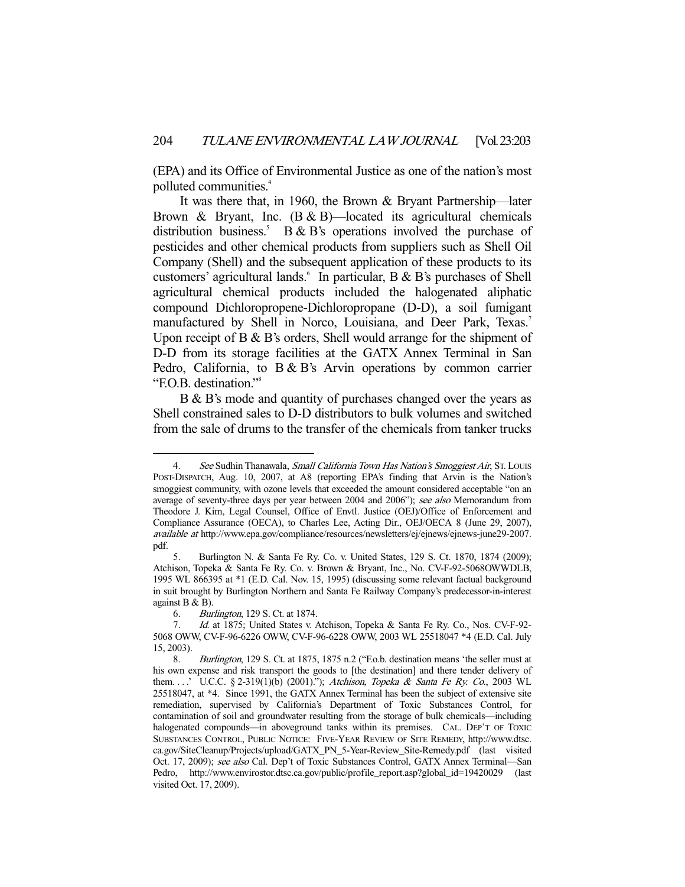(EPA) and its Office of Environmental Justice as one of the nation's most polluted communities.[4]

It was there that, in 1960, the Brown & Bryant Partnership—later Brown & Bryant, Inc. (B & B)—located its agricultural chemicals distribution business.[5] B & B's operations involved the purchase of pesticides and other chemical products from suppliers such as Shell Oil Company (Shell) and the subsequent application of these products to its customers' agricultural lands.[6] In particular, B & B's purchases of Shell agricultural chemical products included the halogenated aliphatic compound Dichloropropene-Dichloropropane (D-D), a soil fumigant manufactured by Shell in Norco, Louisiana, and Deer Park, Texas.[7] Upon receipt of B & B's orders, Shell would arrange for the shipment of D-D from its storage facilities at the GATX Annex Terminal in San Pedro, California, to B & B's Arvin operations by common carrier "F.O.B. destination."[8]

B & B's mode and quantity of purchases changed over the years as Shell constrained sales to D-D distributors to bulk volumes and switched from the sale of drums to the transfer of the chemicals from tanker trucks

---

4. *See* Sudhin Thanawala, *Small California Town Has Nation's Smoggiest Air*, ST. LOUIS POST-DISPATCH, Aug. 10, 2007, at A8 (reporting EPA's finding that Arvin is the Nation's smoggiest community, with ozone levels that exceeded the amount considered acceptable "on an average of seventy-three days per year between 2004 and 2006"); *see also* Memorandum from Theodore J. Kim, Legal Counsel, Office of Envtl. Justice (OEJ)/Office of Enforcement and Compliance Assurance (OECA), to Charles Lee, Acting Dir., OEJ/OECA 8 (June 29, 2007), *available at* http://www.epa.gov/compliance/resources/newsletters/ej/ejnews/ejnews-june29-2007.pdf.

5. Burlington N. & Santa Fe Ry. Co. v. United States, 129 S. Ct. 1870, 1874 (2009); Atchison, Topeka & Santa Fe Ry. Co. v. Brown & Bryant, Inc., No. CV-F-92-5068OWWDLB, 1995 WL 866395 at *1 (E.D. Cal. Nov. 15, 1995) (discussing some relevant factual background in suit brought by Burlington Northern and Santa Fe Railway Company's predecessor-in-interest against B & B).

6. *Burlington*, 129 S. Ct. at 1874.

7. *Id.* at 1875; United States v. Atchison, Topeka & Santa Fe Ry. Co., Nos. CV-F-92-5068 OWW, CV-F-96-6226 OWW, CV-F-96-6228 OWW, 2003 WL 25518047 *4 (E.D. Cal. July 15, 2003).

8. *Burlington*, 129 S. Ct. at 1875, 1875 n.2 ("F.o.b. destination means 'the seller must at his own expense and risk transport the goods to [the destination] and there tender delivery of them. . . .' U.C.C. § 2-319(1)(b) (2001)."); *Atchison, Topeka & Santa Fe Ry. Co.*, 2003 WL 25518047, at *4. Since 1991, the GATX Annex Terminal has been the subject of extensive site remediation, supervised by California's Department of Toxic Substances Control, for contamination of soil and groundwater resulting from the storage of bulk chemicals—including halogenated compounds—in aboveground tanks within its premises. CAL. DEP'T OF TOXIC SUBSTANCES CONTROL, PUBLIC NOTICE: FIVE-YEAR REVIEW OF SITE REMEDY, http://www.dtsc.ca.gov/SiteCleanup/Projects/upload/GATX_PN_5-Year-Review_Site-Remedy.pdf (last visited Oct. 17, 2009); *see also* Cal. Dep't of Toxic Substances Control, GATX Annex Terminal—San Pedro, http://www.envirostor.dtsc.ca.gov/public/profile_report.asp?global_id=19420029 (last visited Oct. 17, 2009).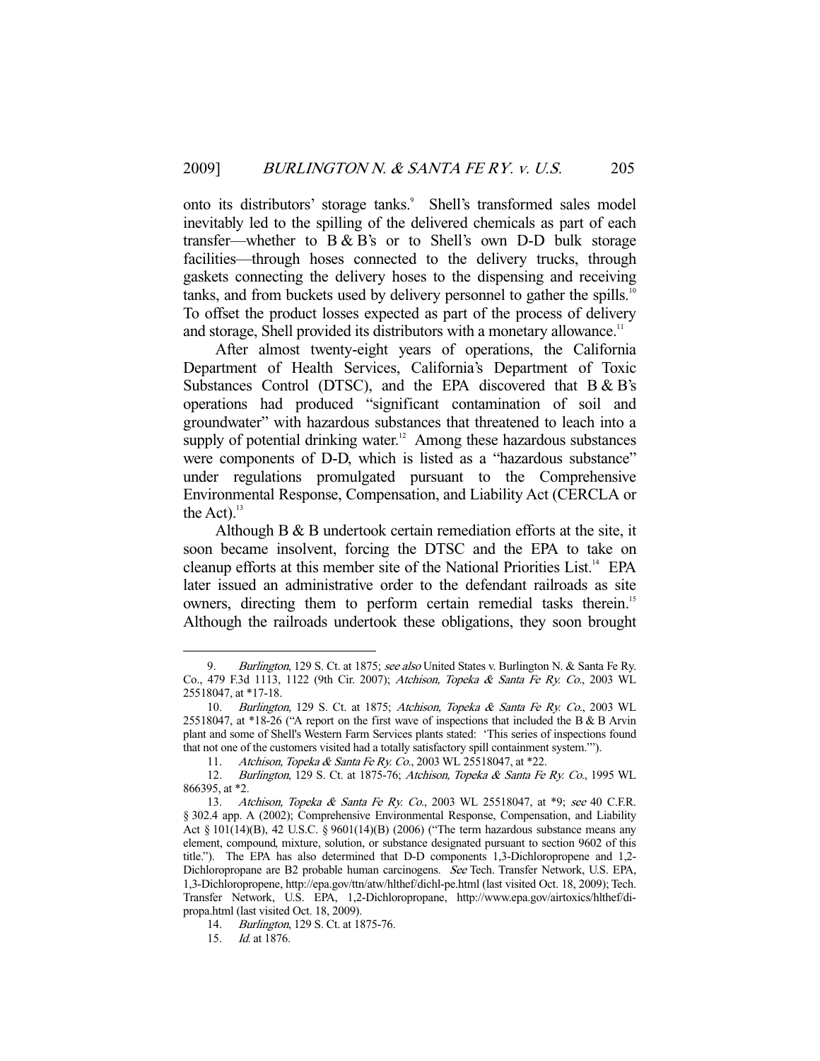onto its distributors' storage tanks.[9] Shell's transformed sales model inevitably led to the spilling of the delivered chemicals as part of each transfer—whether to B & B's or to Shell's own D-D bulk storage facilities—through hoses connected to the delivery trucks, through gaskets connecting the delivery hoses to the dispensing and receiving tanks, and from buckets used by delivery personnel to gather the spills.[10] To offset the product losses expected as part of the process of delivery and storage, Shell provided its distributors with a monetary allowance.[11]

After almost twenty-eight years of operations, the California Department of Health Services, California's Department of Toxic Substances Control (DTSC), and the EPA discovered that B & B's operations had produced "significant contamination of soil and groundwater" with hazardous substances that threatened to leach into a supply of potential drinking water.[12] Among these hazardous substances were components of D-D, which is listed as a "hazardous substance" under regulations promulgated pursuant to the Comprehensive Environmental Response, Compensation, and Liability Act (CERCLA or the Act).[13]

Although B & B undertook certain remediation efforts at the site, it soon became insolvent, forcing the DTSC and the EPA to take on cleanup efforts at this member site of the National Priorities List.[14] EPA later issued an administrative order to the defendant railroads as site owners, directing them to perform certain remedial tasks therein.[15] Although the railroads undertook these obligations, they soon brought

---

9. *Burlington*, 129 S. Ct. at 1875; *see also* United States v. Burlington N. & Santa Fe Ry. Co., 479 F.3d 1113, 1122 (9th Cir. 2007); *Atchison, Topeka & Santa Fe Ry. Co.*, 2003 WL 25518047, at *17-18.

10. *Burlington*, 129 S. Ct. at 1875; *Atchison, Topeka & Santa Fe Ry. Co.*, 2003 WL 25518047, at *18-26 ("A report on the first wave of inspections that included the B & B Arvin plant and some of Shell's Western Farm Services plants stated: 'This series of inspections found that not one of the customers visited had a totally satisfactory spill containment system.'").

11. *Atchison, Topeka & Santa Fe Ry. Co.*, 2003 WL 25518047, at *22.

12. *Burlington*, 129 S. Ct. at 1875-76; *Atchison, Topeka & Santa Fe Ry. Co.*, 1995 WL 866395, at *2.

13. *Atchison, Topeka & Santa Fe Ry. Co.*, 2003 WL 25518047, at *9; *see* 40 C.F.R. § 302.4 app. A (2002); Comprehensive Environmental Response, Compensation, and Liability Act § 101(14)(B), 42 U.S.C. § 9601(14)(B) (2006) ("The term hazardous substance means any element, compound, mixture, solution, or substance designated pursuant to section 9602 of this title."). The EPA has also determined that D-D components 1,3-Dichloropropene and 1,2-Dichloropropane are B2 probable human carcinogens. *See* Tech. Transfer Network, U.S. EPA, 1,3-Dichloropropene, http://epa.gov/ttn/atw/hlthef/dichl-pe.html (last visited Oct. 18, 2009); Tech. Transfer Network, U.S. EPA, 1,2-Dichloropropane, http://www.epa.gov/airtoxics/hlthef/di-propa.html (last visited Oct. 18, 2009).

14. *Burlington*, 129 S. Ct. at 1875-76.

15. *Id.* at 1876.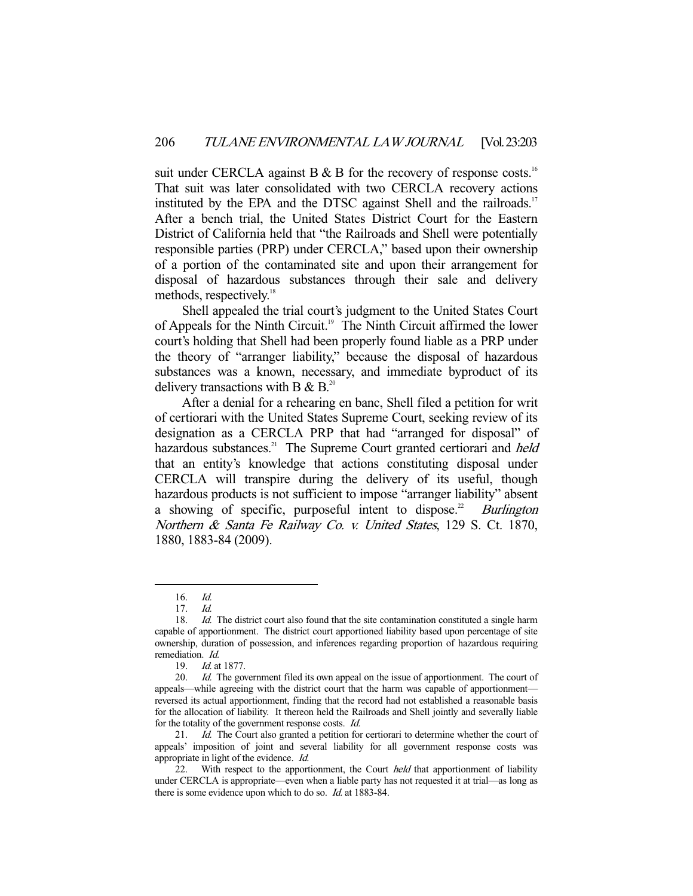suit under CERCLA against B & B for the recovery of response costs.[16] That suit was later consolidated with two CERCLA recovery actions instituted by the EPA and the DTSC against Shell and the railroads.[17] After a bench trial, the United States District Court for the Eastern District of California held that "the Railroads and Shell were potentially responsible parties (PRP) under CERCLA," based upon their ownership of a portion of the contaminated site and upon their arrangement for disposal of hazardous substances through their sale and delivery methods, respectively.[18]

Shell appealed the trial court's judgment to the United States Court of Appeals for the Ninth Circuit.[19] The Ninth Circuit affirmed the lower court's holding that Shell had been properly found liable as a PRP under the theory of "arranger liability," because the disposal of hazardous substances was a known, necessary, and immediate byproduct of its delivery transactions with B & B.[20]

After a denial for a rehearing en banc, Shell filed a petition for writ of certiorari with the United States Supreme Court, seeking review of its designation as a CERCLA PRP that had "arranged for disposal" of hazardous substances.[21] The Supreme Court granted certiorari and *held* that an entity's knowledge that actions constituting disposal under CERCLA will transpire during the delivery of its useful, though hazardous products is not sufficient to impose "arranger liability" absent a showing of specific, purposeful intent to dispose.[22] *Burlington Northern & Santa Fe Railway Co. v. United States*, 129 S. Ct. 1870, 1880, 1883-84 (2009).

---

16. *Id.*

17. *Id.*

18. *Id.* The district court also found that the site contamination constituted a single harm capable of apportionment. The district court apportioned liability based upon percentage of site ownership, duration of possession, and inferences regarding proportion of hazardous requiring remediation. *Id.*

19. *Id.* at 1877.

20. *Id.* The government filed its own appeal on the issue of apportionment. The court of appeals—while agreeing with the district court that the harm was capable of apportionment—reversed its actual apportionment, finding that the record had not established a reasonable basis for the allocation of liability. It thereon held the Railroads and Shell jointly and severally liable for the totality of the government response costs. *Id.*

21. *Id.* The Court also granted a petition for certiorari to determine whether the court of appeals' imposition of joint and several liability for all government response costs was appropriate in light of the evidence. *Id.*

22. With respect to the apportionment, the Court *held* that apportionment of liability under CERCLA is appropriate—even when a liable party has not requested it at trial—as long as there is some evidence upon which to do so. *Id.* at 1883-84.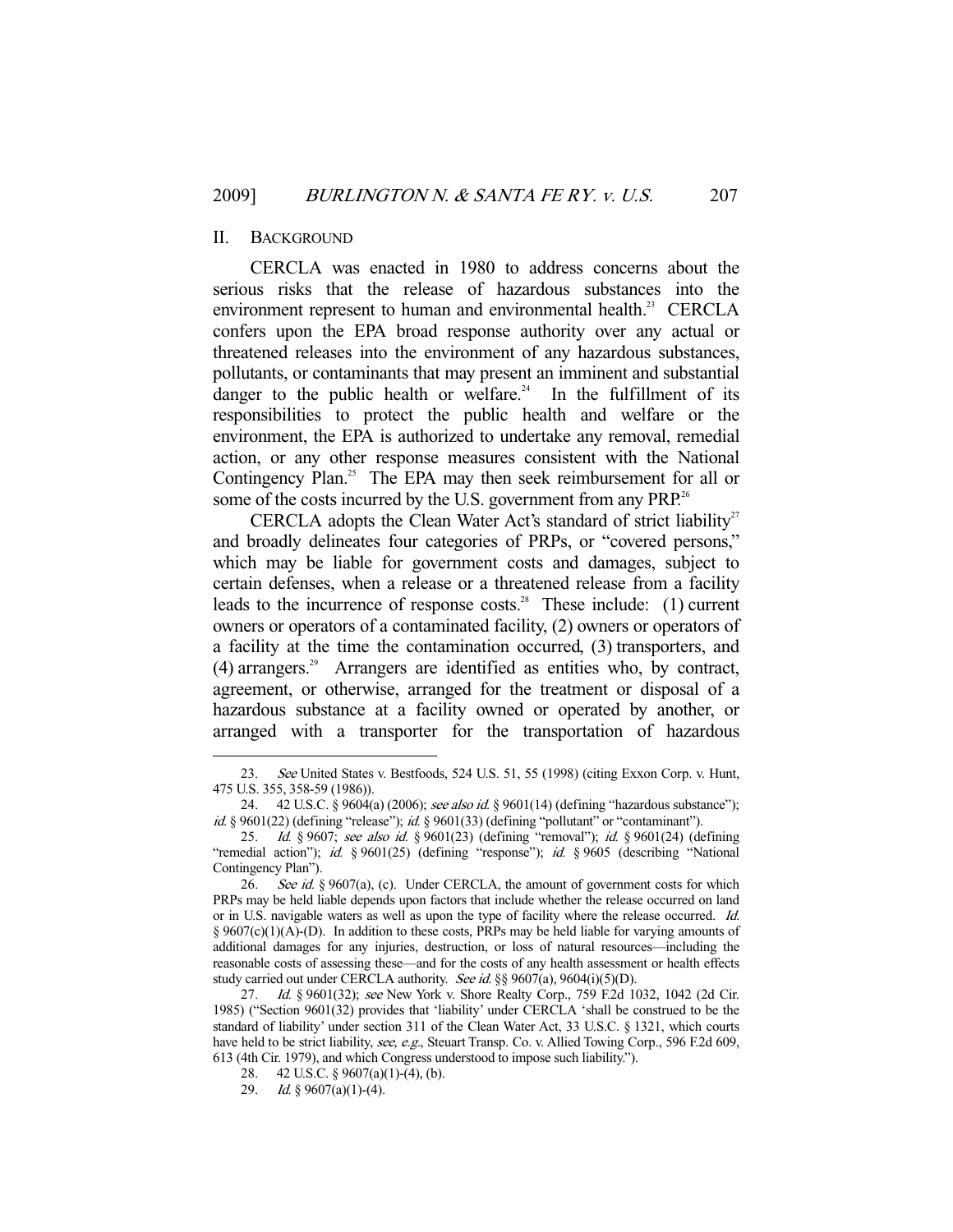## II. BACKGROUND

CERCLA was enacted in 1980 to address concerns about the serious risks that the release of hazardous substances into the environment represent to human and environmental health.[23] CERCLA confers upon the EPA broad response authority over any actual or threatened releases into the environment of any hazardous substances, pollutants, or contaminants that may present an imminent and substantial danger to the public health or welfare.[24] In the fulfillment of its responsibilities to protect the public health and welfare or the environment, the EPA is authorized to undertake any removal, remedial action, or any other response measures consistent with the National Contingency Plan.[25] The EPA may then seek reimbursement for all or some of the costs incurred by the U.S. government from any PRP.[26]

CERCLA adopts the Clean Water Act's standard of strict liability[27] and broadly delineates four categories of PRPs, or "covered persons," which may be liable for government costs and damages, subject to certain defenses, when a release or a threatened release from a facility leads to the incurrence of response costs.[28] These include: (1) current owners or operators of a contaminated facility, (2) owners or operators of a facility at the time the contamination occurred, (3) transporters, and (4) arrangers.[29] Arrangers are identified as entities who, by contract, agreement, or otherwise, arranged for the treatment or disposal of a hazardous substance at a facility owned or operated by another, or arranged with a transporter for the transportation of hazardous

---

23. *See* United States v. Bestfoods, 524 U.S. 51, 55 (1998) (citing Exxon Corp. v. Hunt, 475 U.S. 355, 358-59 (1986)).

24. 42 U.S.C. § 9604(a) (2006); *see also id.* § 9601(14) (defining "hazardous substance"); *id.* § 9601(22) (defining "release"); *id.* § 9601(33) (defining "pollutant" or "contaminant").

25. *Id.* § 9607; *see also id.* § 9601(23) (defining "removal"); *id.* § 9601(24) (defining "remedial action"); *id.* § 9601(25) (defining "response"); *id.* § 9605 (describing "National Contingency Plan").

26. *See id.* § 9607(a), (c). Under CERCLA, the amount of government costs for which PRPs may be held liable depends upon factors that include whether the release occurred on land or in U.S. navigable waters as well as upon the type of facility where the release occurred. *Id.* § 9607(c)(1)(A)-(D). In addition to these costs, PRPs may be held liable for varying amounts of additional damages for any injuries, destruction, or loss of natural resources—including the reasonable costs of assessing these—and for the costs of any health assessment or health effects study carried out under CERCLA authority. *See id.* §§ 9607(a), 9604(i)(5)(D).

27. *Id.* § 9601(32); *see* New York v. Shore Realty Corp., 759 F.2d 1032, 1042 (2d Cir. 1985) ("Section 9601(32) provides that 'liability' under CERCLA 'shall be construed to be the standard of liability' under section 311 of the Clean Water Act, 33 U.S.C. § 1321, which courts have held to be strict liability, *see, e.g.*, Steuart Transp. Co. v. Allied Towing Corp., 596 F.2d 609, 613 (4th Cir. 1979), and which Congress understood to impose such liability.").

28. 42 U.S.C. § 9607(a)(1)-(4), (b).

29. *Id.* § 9607(a)(1)-(4).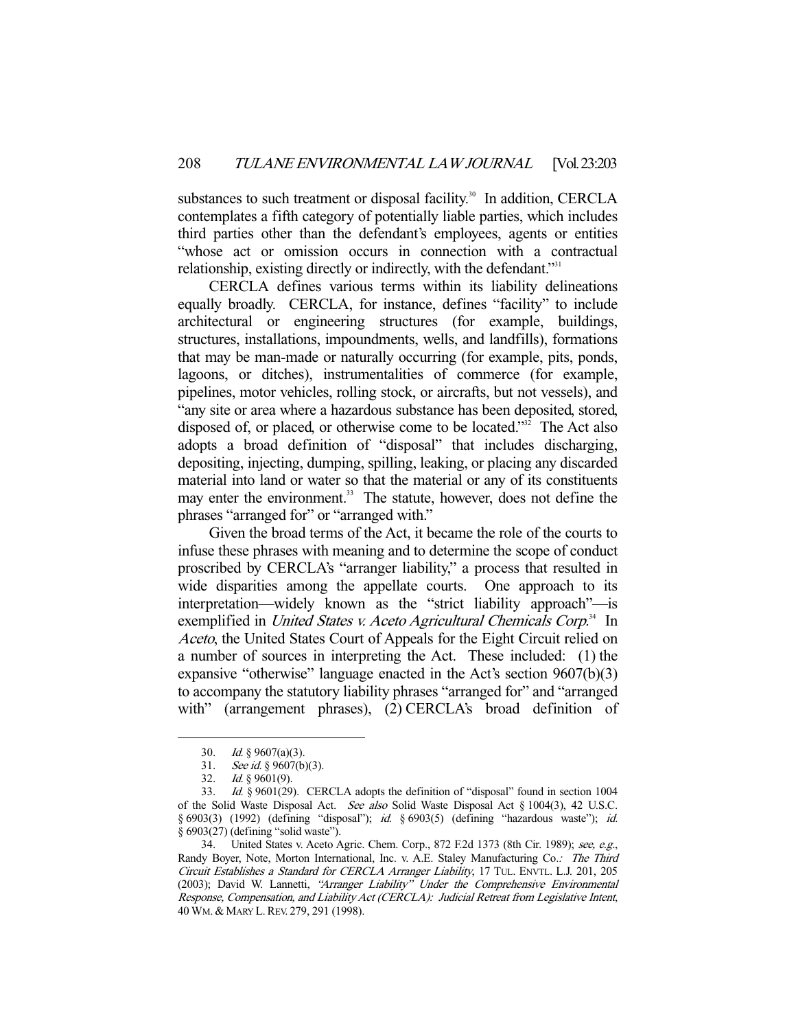substances to such treatment or disposal facility.[30] In addition, CERCLA contemplates a fifth category of potentially liable parties, which includes third parties other than the defendant's employees, agents or entities "whose act or omission occurs in connection with a contractual relationship, existing directly or indirectly, with the defendant."[31]

CERCLA defines various terms within its liability delineations equally broadly. CERCLA, for instance, defines "facility" to include architectural or engineering structures (for example, buildings, structures, installations, impoundments, wells, and landfills), formations that may be man-made or naturally occurring (for example, pits, ponds, lagoons, or ditches), instrumentalities of commerce (for example, pipelines, motor vehicles, rolling stock, or aircrafts, but not vessels), and "any site or area where a hazardous substance has been deposited, stored, disposed of, or placed, or otherwise come to be located."[32] The Act also adopts a broad definition of "disposal" that includes discharging, depositing, injecting, dumping, spilling, leaking, or placing any discarded material into land or water so that the material or any of its constituents may enter the environment.[33] The statute, however, does not define the phrases "arranged for" or "arranged with."

Given the broad terms of the Act, it became the role of the courts to infuse these phrases with meaning and to determine the scope of conduct proscribed by CERCLA's "arranger liability," a process that resulted in wide disparities among the appellate courts. One approach to its interpretation—widely known as the "strict liability approach"—is exemplified in *United States v. Aceto Agricultural Chemicals Corp.*[34] In *Aceto*, the United States Court of Appeals for the Eight Circuit relied on a number of sources in interpreting the Act. These included: (1) the expansive "otherwise" language enacted in the Act's section 9607(b)(3) to accompany the statutory liability phrases "arranged for" and "arranged with" (arrangement phrases), (2) CERCLA's broad definition of

---

30. *Id.* § 9607(a)(3).

31. *See id.* § 9607(b)(3).

32. *Id.* § 9601(9).

33. *Id.* § 9601(29). CERCLA adopts the definition of "disposal" found in section 1004 of the Solid Waste Disposal Act. *See also* Solid Waste Disposal Act § 1004(3), 42 U.S.C. § 6903(3) (1992) (defining "disposal"); *id.* § 6903(5) (defining "hazardous waste"); *id.* § 6903(27) (defining "solid waste").

34. United States v. Aceto Agric. Chem. Corp., 872 F.2d 1373 (8th Cir. 1989); *see, e.g.*, Randy Boyer, Note, Morton International, Inc. v. A.E. Staley Manufacturing Co.*: The Third Circuit Establishes a Standard for CERCLA Arranger Liability*, 17 TUL. ENVTL. L.J. 201, 205 (2003); David W. Lannetti, *"Arranger Liability" Under the Comprehensive Environmental Response, Compensation, and Liability Act (CERCLA): Judicial Retreat from Legislative Intent*, 40 WM. & MARY L. REV. 279, 291 (1998).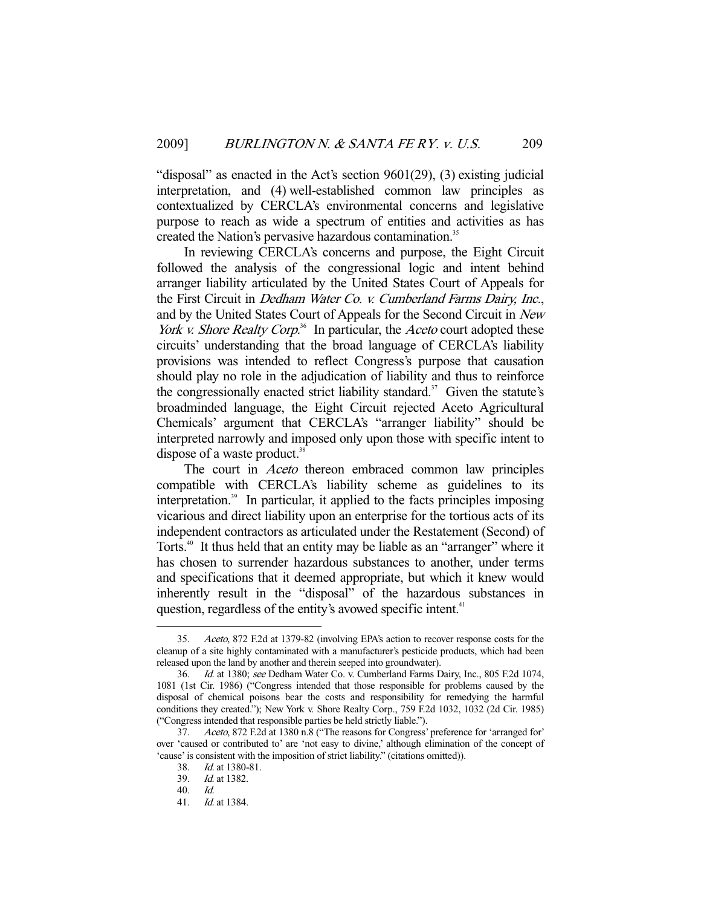"disposal" as enacted in the Act's section 9601(29), (3) existing judicial interpretation, and (4) well-established common law principles as contextualized by CERCLA's environmental concerns and legislative purpose to reach as wide a spectrum of entities and activities as has created the Nation's pervasive hazardous contamination.[35]

In reviewing CERCLA's concerns and purpose, the Eight Circuit followed the analysis of the congressional logic and intent behind arranger liability articulated by the United States Court of Appeals for the First Circuit in *Dedham Water Co. v. Cumberland Farms Dairy, Inc.*, and by the United States Court of Appeals for the Second Circuit in *New York v. Shore Realty Corp.*[36] In particular, the *Aceto* court adopted these circuits' understanding that the broad language of CERCLA's liability provisions was intended to reflect Congress's purpose that causation should play no role in the adjudication of liability and thus to reinforce the congressionally enacted strict liability standard.[37] Given the statute's broadminded language, the Eight Circuit rejected Aceto Agricultural Chemicals' argument that CERCLA's "arranger liability" should be interpreted narrowly and imposed only upon those with specific intent to dispose of a waste product.[38]

The court in *Aceto* thereon embraced common law principles compatible with CERCLA's liability scheme as guidelines to its interpretation.[39] In particular, it applied to the facts principles imposing vicarious and direct liability upon an enterprise for the tortious acts of its independent contractors as articulated under the Restatement (Second) of Torts.[40] It thus held that an entity may be liable as an "arranger" where it has chosen to surrender hazardous substances to another, under terms and specifications that it deemed appropriate, but which it knew would inherently result in the "disposal" of the hazardous substances in question, regardless of the entity's avowed specific intent.[41]

---

35. *Aceto*, 872 F.2d at 1379-82 (involving EPA's action to recover response costs for the cleanup of a site highly contaminated with a manufacturer's pesticide products, which had been released upon the land by another and therein seeped into groundwater).

36. *Id.* at 1380; *see* Dedham Water Co. v. Cumberland Farms Dairy, Inc., 805 F.2d 1074, 1081 (1st Cir. 1986) ("Congress intended that those responsible for problems caused by the disposal of chemical poisons bear the costs and responsibility for remedying the harmful conditions they created."); New York v. Shore Realty Corp., 759 F.2d 1032, 1032 (2d Cir. 1985) ("Congress intended that responsible parties be held strictly liable.").

37. *Aceto*, 872 F.2d at 1380 n.8 ("The reasons for Congress' preference for 'arranged for' over 'caused or contributed to' are 'not easy to divine,' although elimination of the concept of 'cause' is consistent with the imposition of strict liability." (citations omitted)).

38. *Id.* at 1380-81.

39. *Id.* at 1382.

40. *Id.*

41. *Id.* at 1384.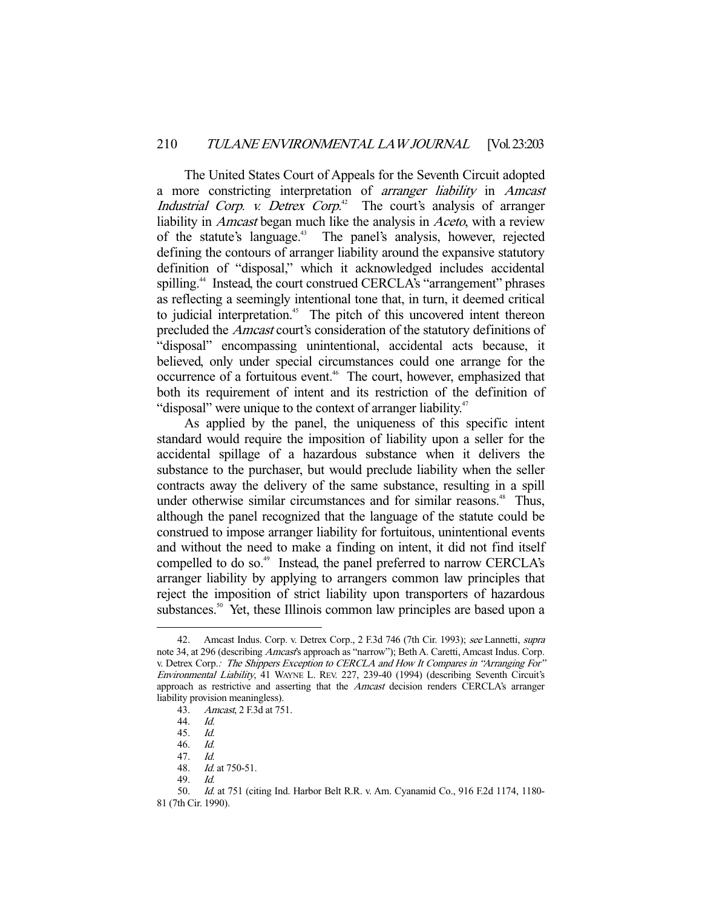The United States Court of Appeals for the Seventh Circuit adopted a more constricting interpretation of *arranger liability* in *Amcast Industrial Corp. v. Detrex Corp.*[42] The court's analysis of arranger liability in *Amcast* began much like the analysis in *Aceto*, with a review of the statute's language.[43] The panel's analysis, however, rejected defining the contours of arranger liability around the expansive statutory definition of "disposal," which it acknowledged includes accidental spilling.[44] Instead, the court construed CERCLA's "arrangement" phrases as reflecting a seemingly intentional tone that, in turn, it deemed critical to judicial interpretation.[45] The pitch of this uncovered intent thereon precluded the *Amcast* court's consideration of the statutory definitions of "disposal" encompassing unintentional, accidental acts because, it believed, only under special circumstances could one arrange for the occurrence of a fortuitous event.[46] The court, however, emphasized that both its requirement of intent and its restriction of the definition of "disposal" were unique to the context of arranger liability.[47]

As applied by the panel, the uniqueness of this specific intent standard would require the imposition of liability upon a seller for the accidental spillage of a hazardous substance when it delivers the substance to the purchaser, but would preclude liability when the seller contracts away the delivery of the same substance, resulting in a spill under otherwise similar circumstances and for similar reasons.[48] Thus, although the panel recognized that the language of the statute could be construed to impose arranger liability for fortuitous, unintentional events and without the need to make a finding on intent, it did not find itself compelled to do so.[49] Instead, the panel preferred to narrow CERCLA's arranger liability by applying to arrangers common law principles that reject the imposition of strict liability upon transporters of hazardous substances.[50] Yet, these Illinois common law principles are based upon a

---

42. Amcast Indus. Corp. v. Detrex Corp., 2 F.3d 746 (7th Cir. 1993); *see* Lannetti, *supra* note 34, at 296 (describing *Amcast*'s approach as "narrow"); Beth A. Caretti, Amcast Indus. Corp. v. Detrex Corp.*: The Shippers Exception to CERCLA and How It Compares in "Arranging For" Environmental Liability*, 41 WAYNE L. REV. 227, 239-40 (1994) (describing Seventh Circuit's approach as restrictive and asserting that the *Amcast* decision renders CERCLA's arranger liability provision meaningless).

43. *Amcast*, 2 F.3d at 751.

44. *Id.*

45. *Id.*

46. *Id.*

47. *Id.*

48. *Id.* at 750-51.

49. *Id.*

50. *Id.* at 751 (citing Ind. Harbor Belt R.R. v. Am. Cyanamid Co., 916 F.2d 1174, 1180-81 (7th Cir. 1990).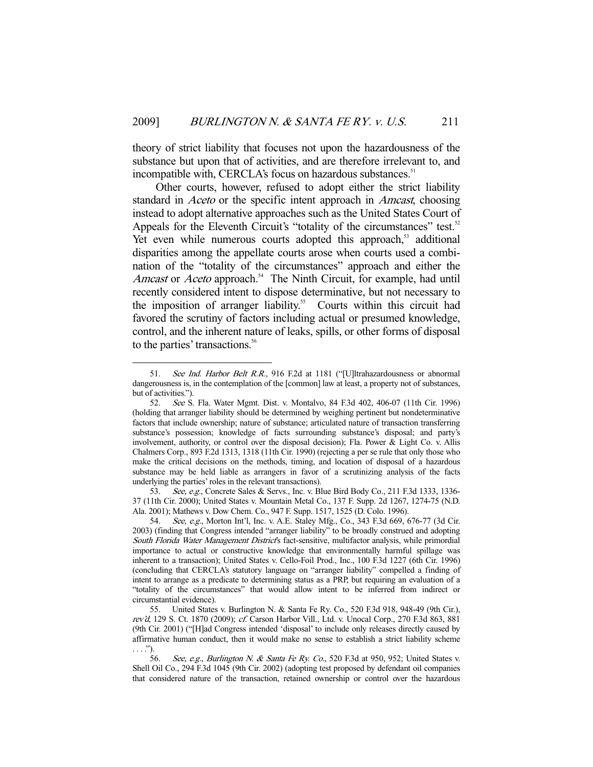theory of strict liability that focuses not upon the hazardousness of the substance but upon that of activities, and are therefore irrelevant to, and incompatible with, CERCLA's focus on hazardous substances.[51]

Other courts, however, refused to adopt either the strict liability standard in *Aceto* or the specific intent approach in *Amcast*, choosing instead to adopt alternative approaches such as the United States Court of Appeals for the Eleventh Circuit's "totality of the circumstances" test.[52] Yet even while numerous courts adopted this approach,[53] additional disparities among the appellate courts arose when courts used a combination of the "totality of the circumstances" approach and either the *Amcast* or *Aceto* approach.[54] The Ninth Circuit, for example, had until recently considered intent to dispose determinative, but not necessary to the imposition of arranger liability.[55] Courts within this circuit had favored the scrutiny of factors including actual or presumed knowledge, control, and the inherent nature of leaks, spills, or other forms of disposal to the parties' transactions.[56]

---

51. *See Ind. Harbor Belt R.R.*, 916 F.2d at 1181 ("[U]ltrahazardousness or abnormal dangerousness is, in the contemplation of the [common] law at least, a property not of substances, but of activities.").

52. *See* S. Fla. Water Mgmt. Dist. v. Montalvo, 84 F.3d 402, 406-07 (11th Cir. 1996) (holding that arranger liability should be determined by weighing pertinent but nondeterminative factors that include ownership; nature of substance; articulated nature of transaction transferring substance's possession; knowledge of facts surrounding substance's disposal; and party's involvement, authority, or control over the disposal decision); Fla. Power & Light Co. v. Allis Chalmers Corp., 893 F.2d 1313, 1318 (11th Cir. 1990) (rejecting a per se rule that only those who make the critical decisions on the methods, timing, and location of disposal of a hazardous substance may be held liable as arrangers in favor of a scrutinizing analysis of the facts underlying the parties' roles in the relevant transactions).

53. *See, e.g.*, Concrete Sales & Servs., Inc. v. Blue Bird Body Co., 211 F.3d 1333, 1336-37 (11th Cir. 2000); United States v. Mountain Metal Co., 137 F. Supp. 2d 1267, 1274-75 (N.D. Ala. 2001); Mathews v. Dow Chem. Co., 947 F. Supp. 1517, 1525 (D. Colo. 1996).

54. *See, e.g.*, Morton Int'l, Inc. v. A.E. Staley Mfg., Co., 343 F.3d 669, 676-77 (3d Cir. 2003) (finding that Congress intended "arranger liability" to be broadly construed and adopting *South Florida Water Management District*'s fact-sensitive, multifactor analysis, while primordial importance to actual or constructive knowledge that environmentally harmful spillage was inherent to a transaction); United States v. Cello-Foil Prod., Inc., 100 F.3d 1227 (6th Cir. 1996) (concluding that CERCLA's statutory language on "arranger liability" compelled a finding of intent to arrange as a predicate to determining status as a PRP, but requiring an evaluation of a "totality of the circumstances" that would allow intent to be inferred from indirect or circumstantial evidence).

55. United States v. Burlington N. & Santa Fe Ry. Co., 520 F.3d 918, 948-49 (9th Cir.), *rev'd*, 129 S. Ct. 1870 (2009); *cf.* Carson Harbor Vill., Ltd. v. Unocal Corp., 270 F.3d 863, 881 (9th Cir. 2001) ("[H]ad Congress intended 'disposal' to include only releases directly caused by affirmative human conduct, then it would make no sense to establish a strict liability scheme . . . .").

56. *See, e.g.*, *Burlington N. & Santa Fe Ry. Co.*, 520 F.3d at 950, 952; United States v. Shell Oil Co., 294 F.3d 1045 (9th Cir. 2002) (adopting test proposed by defendant oil companies that considered nature of the transaction, retained ownership or control over the hazardous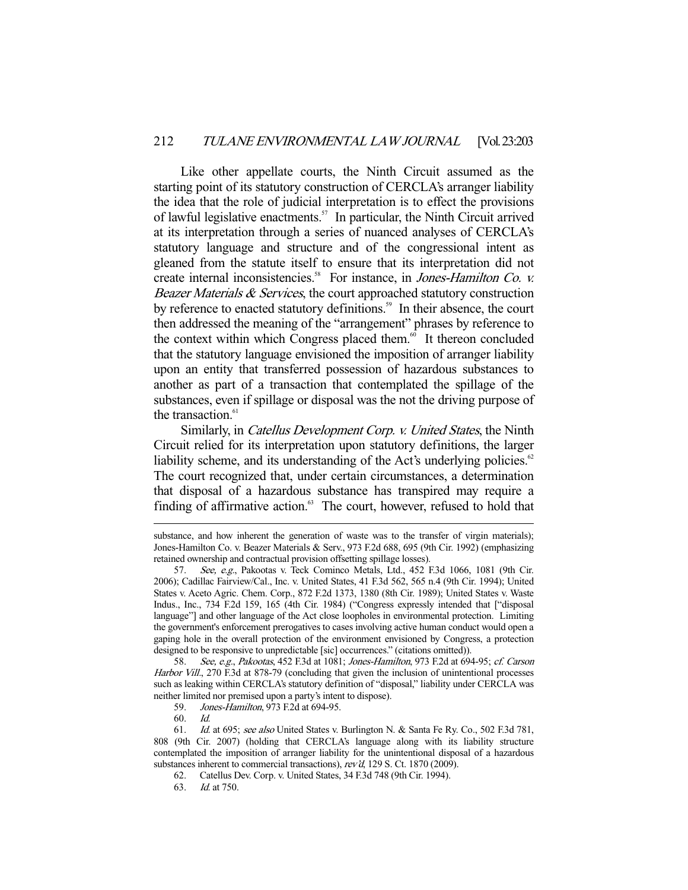Like other appellate courts, the Ninth Circuit assumed as the starting point of its statutory construction of CERCLA's arranger liability the idea that the role of judicial interpretation is to effect the provisions of lawful legislative enactments.[57] In particular, the Ninth Circuit arrived at its interpretation through a series of nuanced analyses of CERCLA's statutory language and structure and of the congressional intent as gleaned from the statute itself to ensure that its interpretation did not create internal inconsistencies.[58] For instance, in *Jones-Hamilton Co. v. Beazer Materials & Services*, the court approached statutory construction by reference to enacted statutory definitions.[59] In their absence, the court then addressed the meaning of the "arrangement" phrases by reference to the context within which Congress placed them.[60] It thereon concluded that the statutory language envisioned the imposition of arranger liability upon an entity that transferred possession of hazardous substances to another as part of a transaction that contemplated the spillage of the substances, even if spillage or disposal was the not the driving purpose of the transaction.[61]

Similarly, in *Catellus Development Corp. v. United States*, the Ninth Circuit relied for its interpretation upon statutory definitions, the larger liability scheme, and its understanding of the Act's underlying policies.[62] The court recognized that, under certain circumstances, a determination that disposal of a hazardous substance has transpired may require a finding of affirmative action.[63] The court, however, refused to hold that

---

substance, and how inherent the generation of waste was to the transfer of virgin materials); Jones-Hamilton Co. v. Beazer Materials & Serv., 973 F.2d 688, 695 (9th Cir. 1992) (emphasizing retained ownership and contractual provision offsetting spillage losses).

57. *See, e.g.*, Pakootas v. Teck Cominco Metals, Ltd., 452 F.3d 1066, 1081 (9th Cir. 2006); Cadillac Fairview/Cal., Inc. v. United States, 41 F.3d 562, 565 n.4 (9th Cir. 1994); United States v. Aceto Agric. Chem. Corp., 872 F.2d 1373, 1380 (8th Cir. 1989); United States v. Waste Indus., Inc., 734 F.2d 159, 165 (4th Cir. 1984) ("Congress expressly intended that ["disposal language"] and other language of the Act close loopholes in environmental protection. Limiting the government's enforcement prerogatives to cases involving active human conduct would open a gaping hole in the overall protection of the environment envisioned by Congress, a protection designed to be responsive to unpredictable [sic] occurrences." (citations omitted)).

58. *See, e.g.*, *Pakootas*, 452 F.3d at 1081; *Jones-Hamilton*, 973 F.2d at 694-95; *cf. Carson Harbor Vill.*, 270 F.3d at 878-79 (concluding that given the inclusion of unintentional processes such as leaking within CERCLA's statutory definition of "disposal," liability under CERCLA was neither limited nor premised upon a party's intent to dispose).

59. *Jones-Hamilton*, 973 F.2d at 694-95.

60. *Id.*

61. *Id.* at 695; *see also* United States v. Burlington N. & Santa Fe Ry. Co., 502 F.3d 781, 808 (9th Cir. 2007) (holding that CERCLA's language along with its liability structure contemplated the imposition of arranger liability for the unintentional disposal of a hazardous substances inherent to commercial transactions), *rev'd*, 129 S. Ct. 1870 (2009).

62. Catellus Dev. Corp. v. United States, 34 F.3d 748 (9th Cir. 1994).

63. *Id.* at 750.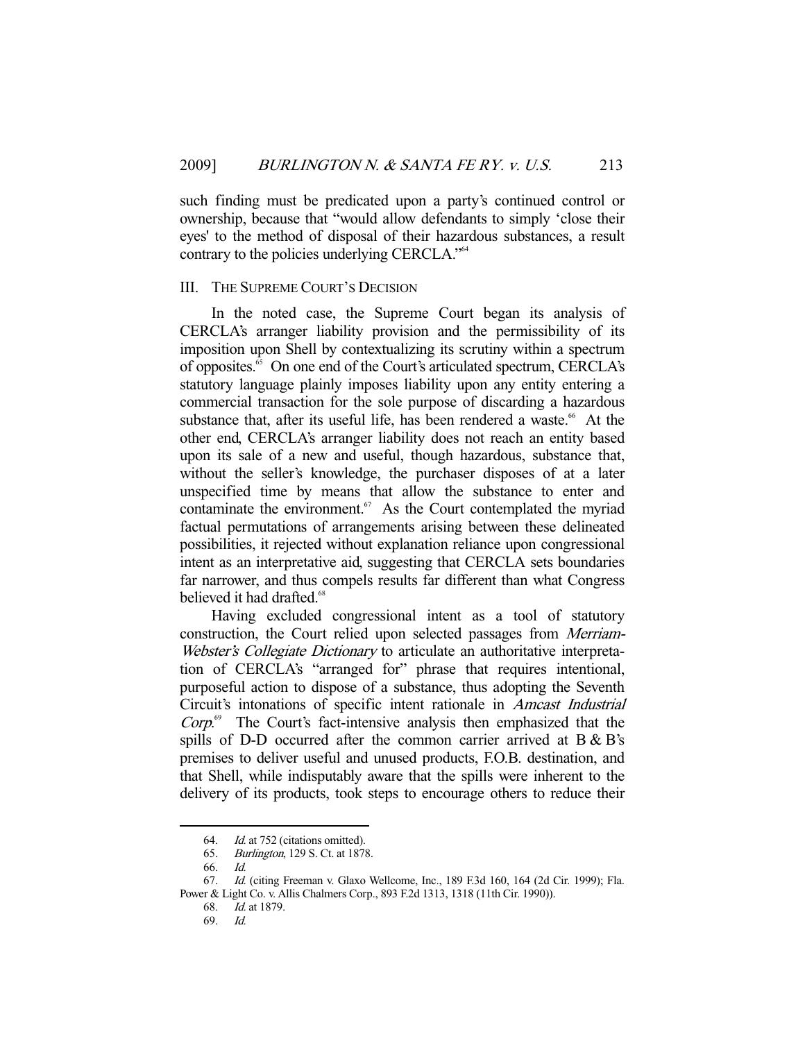such finding must be predicated upon a party's continued control or ownership, because that "would allow defendants to simply 'close their eyes' to the method of disposal of their hazardous substances, a result contrary to the policies underlying CERCLA."[64]

## III. THE SUPREME COURT'S DECISION

In the noted case, the Supreme Court began its analysis of CERCLA's arranger liability provision and the permissibility of its imposition upon Shell by contextualizing its scrutiny within a spectrum of opposites.[65] On one end of the Court's articulated spectrum, CERCLA's statutory language plainly imposes liability upon any entity entering a commercial transaction for the sole purpose of discarding a hazardous substance that, after its useful life, has been rendered a waste.[66] At the other end, CERCLA's arranger liability does not reach an entity based upon its sale of a new and useful, though hazardous, substance that, without the seller's knowledge, the purchaser disposes of at a later unspecified time by means that allow the substance to enter and contaminate the environment.[67] As the Court contemplated the myriad factual permutations of arrangements arising between these delineated possibilities, it rejected without explanation reliance upon congressional intent as an interpretative aid, suggesting that CERCLA sets boundaries far narrower, and thus compels results far different than what Congress believed it had drafted.[68]

Having excluded congressional intent as a tool of statutory construction, the Court relied upon selected passages from *Merriam-Webster's Collegiate Dictionary* to articulate an authoritative interpretation of CERCLA's "arranged for" phrase that requires intentional, purposeful action to dispose of a substance, thus adopting the Seventh Circuit's intonations of specific intent rationale in *Amcast Industrial Corp.*[69] The Court's fact-intensive analysis then emphasized that the spills of D-D occurred after the common carrier arrived at B & B's premises to deliver useful and unused products, F.O.B. destination, and that Shell, while indisputably aware that the spills were inherent to the delivery of its products, took steps to encourage others to reduce their

---

64. *Id.* at 752 (citations omitted).
65. *Burlington*, 129 S. Ct. at 1878.
66. *Id.*
67. *Id.* (citing Freeman v. Glaxo Wellcome, Inc., 189 F.3d 160, 164 (2d Cir. 1999); Fla. Power & Light Co. v. Allis Chalmers Corp., 893 F.2d 1313, 1318 (11th Cir. 1990)).
68. *Id.* at 1879.
69. *Id.*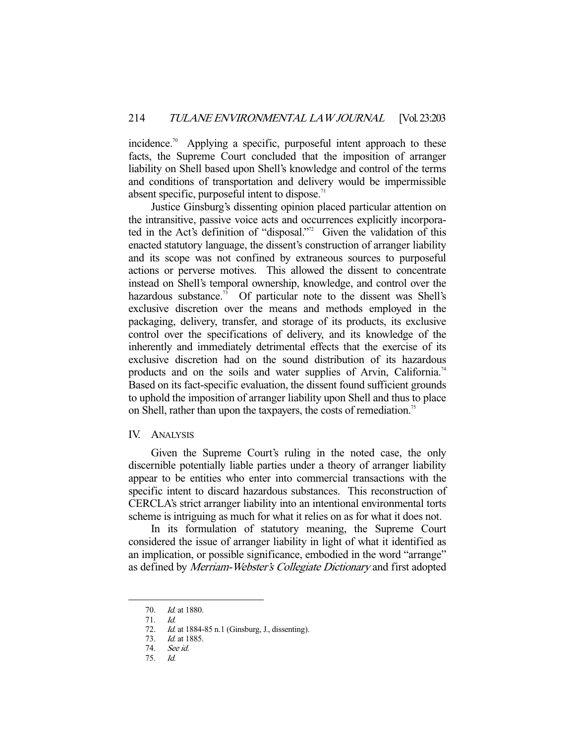incidence.[70] Applying a specific, purposeful intent approach to these facts, the Supreme Court concluded that the imposition of arranger liability on Shell based upon Shell's knowledge and control of the terms and conditions of transportation and delivery would be impermissible absent specific, purposeful intent to dispose.[71]

Justice Ginsburg's dissenting opinion placed particular attention on the intransitive, passive voice acts and occurrences explicitly incorporated in the Act's definition of "disposal."[72] Given the validation of this enacted statutory language, the dissent's construction of arranger liability and its scope was not confined by extraneous sources to purposeful actions or perverse motives. This allowed the dissent to concentrate instead on Shell's temporal ownership, knowledge, and control over the hazardous substance.[73] Of particular note to the dissent was Shell's exclusive discretion over the means and methods employed in the packaging, delivery, transfer, and storage of its products, its exclusive control over the specifications of delivery, and its knowledge of the inherently and immediately detrimental effects that the exercise of its exclusive discretion had on the sound distribution of its hazardous products and on the soils and water supplies of Arvin, California.[74] Based on its fact-specific evaluation, the dissent found sufficient grounds to uphold the imposition of arranger liability upon Shell and thus to place on Shell, rather than upon the taxpayers, the costs of remediation.[75]

## IV. Analysis

Given the Supreme Court's ruling in the noted case, the only discernible potentially liable parties under a theory of arranger liability appear to be entities who enter into commercial transactions with the specific intent to discard hazardous substances. This reconstruction of CERCLA's strict arranger liability into an intentional environmental torts scheme is intriguing as much for what it relies on as for what it does not.

In its formulation of statutory meaning, the Supreme Court considered the issue of arranger liability in light of what it identified as an implication, or possible significance, embodied in the word "arrange" as defined by *Merriam-Webster's Collegiate Dictionary* and first adopted

---

70. *Id.* at 1880.

71. *Id.*

72. *Id.* at 1884-85 n.1 (Ginsburg, J., dissenting).

73. *Id.* at 1885.

74. *See id.*

75. *Id.*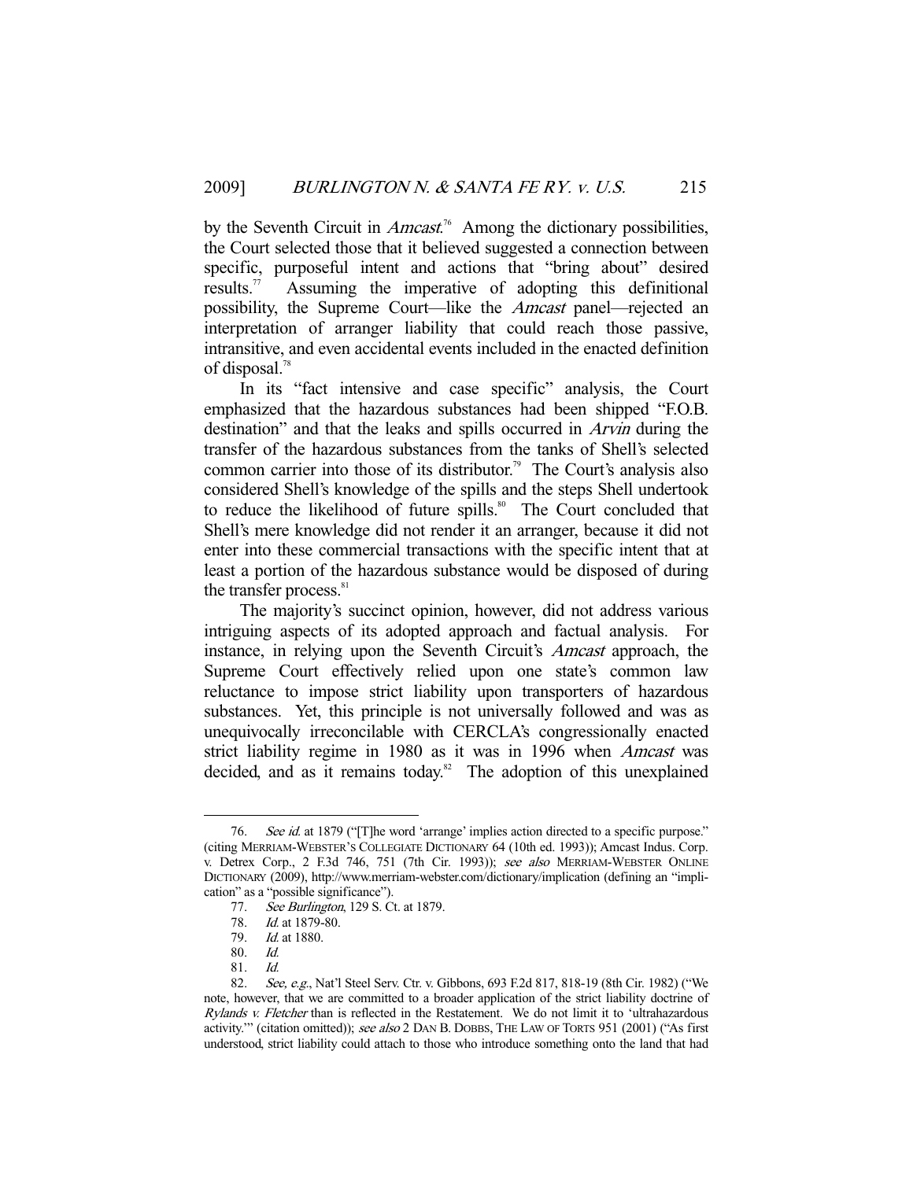by the Seventh Circuit in *Amcast*.[76] Among the dictionary possibilities, the Court selected those that it believed suggested a connection between specific, purposeful intent and actions that "bring about" desired results.[77] Assuming the imperative of adopting this definitional possibility, the Supreme Court—like the *Amcast* panel—rejected an interpretation of arranger liability that could reach those passive, intransitive, and even accidental events included in the enacted definition of disposal.[78]

In its "fact intensive and case specific" analysis, the Court emphasized that the hazardous substances had been shipped "F.O.B. destination" and that the leaks and spills occurred in *Arvin* during the transfer of the hazardous substances from the tanks of Shell's selected common carrier into those of its distributor.[79] The Court's analysis also considered Shell's knowledge of the spills and the steps Shell undertook to reduce the likelihood of future spills.[80] The Court concluded that Shell's mere knowledge did not render it an arranger, because it did not enter into these commercial transactions with the specific intent that at least a portion of the hazardous substance would be disposed of during the transfer process.[81]

The majority's succinct opinion, however, did not address various intriguing aspects of its adopted approach and factual analysis. For instance, in relying upon the Seventh Circuit's *Amcast* approach, the Supreme Court effectively relied upon one state's common law reluctance to impose strict liability upon transporters of hazardous substances. Yet, this principle is not universally followed and was as unequivocally irreconcilable with CERCLA's congressionally enacted strict liability regime in 1980 as it was in 1996 when *Amcast* was decided, and as it remains today.[82] The adoption of this unexplained

---

76. *See id.* at 1879 ("[T]he word 'arrange' implies action directed to a specific purpose." (citing MERRIAM-WEBSTER'S COLLEGIATE DICTIONARY 64 (10th ed. 1993)); Amcast Indus. Corp. v. Detrex Corp., 2 F.3d 746, 751 (7th Cir. 1993)); *see also* MERRIAM-WEBSTER ONLINE DICTIONARY (2009), http://www.merriam-webster.com/dictionary/implication (defining an "implication" as a "possible significance").

77. *See Burlington*, 129 S. Ct. at 1879.

78. *Id.* at 1879-80.

79. *Id.* at 1880.

80. *Id.*

81. *Id.*

82. *See, e.g.*, Nat'l Steel Serv. Ctr. v. Gibbons, 693 F.2d 817, 818-19 (8th Cir. 1982) ("We note, however, that we are committed to a broader application of the strict liability doctrine of *Rylands v. Fletcher* than is reflected in the Restatement. We do not limit it to 'ultrahazardous activity.'" (citation omitted)); *see also* 2 DAN B. DOBBS, THE LAW OF TORTS 951 (2001) ("As first understood, strict liability could attach to those who introduce something onto the land that had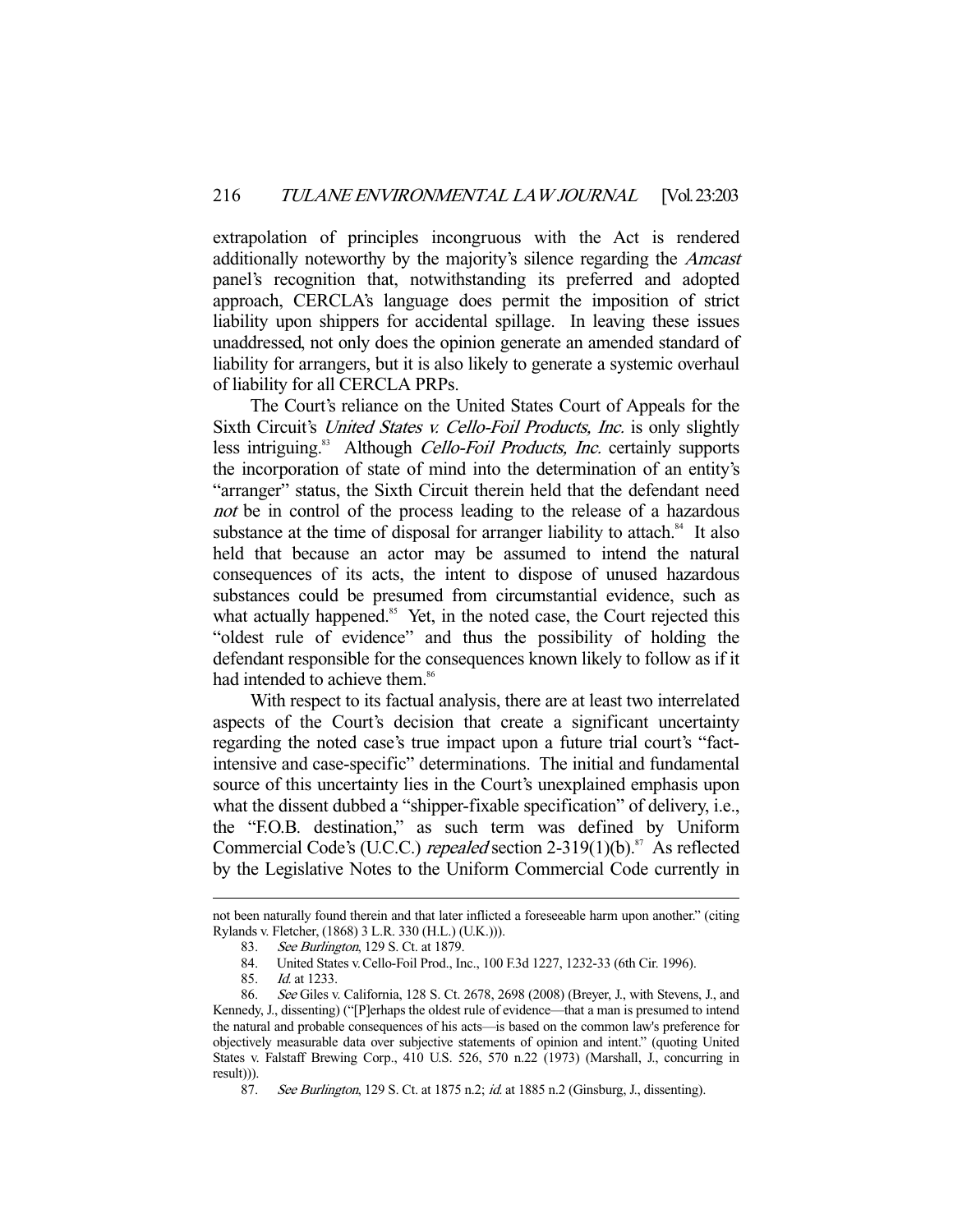extrapolation of principles incongruous with the Act is rendered additionally noteworthy by the majority's silence regarding the *Amcast* panel's recognition that, notwithstanding its preferred and adopted approach, CERCLA's language does permit the imposition of strict liability upon shippers for accidental spillage. In leaving these issues unaddressed, not only does the opinion generate an amended standard of liability for arrangers, but it is also likely to generate a systemic overhaul of liability for all CERCLA PRPs.

The Court's reliance on the United States Court of Appeals for the Sixth Circuit's *United States v. Cello-Foil Products, Inc.* is only slightly less intriguing.[83] Although *Cello-Foil Products, Inc.* certainly supports the incorporation of state of mind into the determination of an entity's "arranger" status, the Sixth Circuit therein held that the defendant need *not* be in control of the process leading to the release of a hazardous substance at the time of disposal for arranger liability to attach.[84] It also held that because an actor may be assumed to intend the natural consequences of its acts, the intent to dispose of unused hazardous substances could be presumed from circumstantial evidence, such as what actually happened.[85] Yet, in the noted case, the Court rejected this "oldest rule of evidence" and thus the possibility of holding the defendant responsible for the consequences known likely to follow as if it had intended to achieve them.[86]

With respect to its factual analysis, there are at least two interrelated aspects of the Court's decision that create a significant uncertainty regarding the noted case's true impact upon a future trial court's "fact-intensive and case-specific" determinations. The initial and fundamental source of this uncertainty lies in the Court's unexplained emphasis upon what the dissent dubbed a "shipper-fixable specification" of delivery, i.e., the "F.O.B. destination," as such term was defined by Uniform Commercial Code's (U.C.C.) *repealed* section 2-319(1)(b).[87] As reflected by the Legislative Notes to the Uniform Commercial Code currently in

---

not been naturally found therein and that later inflicted a foreseeable harm upon another." (citing Rylands v. Fletcher, (1868) 3 L.R. 330 (H.L.) (U.K.))).

83. *See Burlington*, 129 S. Ct. at 1879.

84. United States v. Cello-Foil Prod., Inc., 100 F.3d 1227, 1232-33 (6th Cir. 1996).

85. *Id.* at 1233.

86. *See* Giles v. California, 128 S. Ct. 2678, 2698 (2008) (Breyer, J., with Stevens, J., and Kennedy, J., dissenting) ("[P]erhaps the oldest rule of evidence—that a man is presumed to intend the natural and probable consequences of his acts—is based on the common law's preference for objectively measurable data over subjective statements of opinion and intent." (quoting United States v. Falstaff Brewing Corp., 410 U.S. 526, 570 n.22 (1973) (Marshall, J., concurring in result))).

87. *See Burlington*, 129 S. Ct. at 1875 n.2; *id.* at 1885 n.2 (Ginsburg, J., dissenting).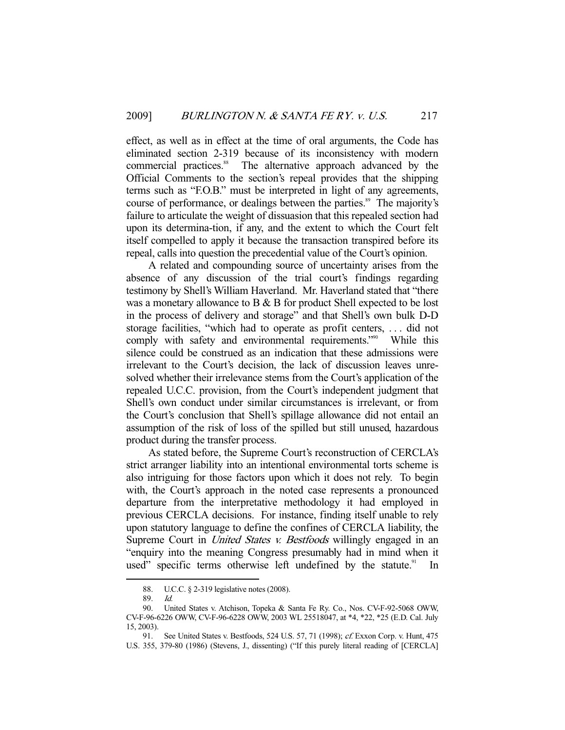effect, as well as in effect at the time of oral arguments, the Code has eliminated section 2-319 because of its inconsistency with modern commercial practices.[88] The alternative approach advanced by the Official Comments to the section's repeal provides that the shipping terms such as "F.O.B." must be interpreted in light of any agreements, course of performance, or dealings between the parties.[89] The majority's failure to articulate the weight of dissuasion that this repealed section had upon its determina-tion, if any, and the extent to which the Court felt itself compelled to apply it because the transaction transpired before its repeal, calls into question the precedential value of the Court's opinion.

A related and compounding source of uncertainty arises from the absence of any discussion of the trial court's findings regarding testimony by Shell's William Haverland. Mr. Haverland stated that "there was a monetary allowance to B & B for product Shell expected to be lost in the process of delivery and storage" and that Shell's own bulk D-D storage facilities, "which had to operate as profit centers, . . . did not comply with safety and environmental requirements."[90] While this silence could be construed as an indication that these admissions were irrelevant to the Court's decision, the lack of discussion leaves unresolved whether their irrelevance stems from the Court's application of the repealed U.C.C. provision, from the Court's independent judgment that Shell's own conduct under similar circumstances is irrelevant, or from the Court's conclusion that Shell's spillage allowance did not entail an assumption of the risk of loss of the spilled but still unused, hazardous product during the transfer process.

As stated before, the Supreme Court's reconstruction of CERCLA's strict arranger liability into an intentional environmental torts scheme is also intriguing for those factors upon which it does not rely. To begin with, the Court's approach in the noted case represents a pronounced departure from the interpretative methodology it had employed in previous CERCLA decisions. For instance, finding itself unable to rely upon statutory language to define the confines of CERCLA liability, the Supreme Court in *United States v. Bestfoods* willingly engaged in an "enquiry into the meaning Congress presumably had in mind when it used" specific terms otherwise left undefined by the statute.[91] In

---

88. U.C.C. § 2-319 legislative notes (2008).

89. *Id.*

90. United States v. Atchison, Topeka & Santa Fe Ry. Co., Nos. CV-F-92-5068 OWW, CV-F-96-6226 OWW, CV-F-96-6228 OWW, 2003 WL 25518047, at *4, *22, *25 (E.D. Cal. July 15, 2003).

91. See United States v. Bestfoods, 524 U.S. 57, 71 (1998); *cf.* Exxon Corp. v. Hunt, 475 U.S. 355, 379-80 (1986) (Stevens, J., dissenting) ("If this purely literal reading of [CERCLA]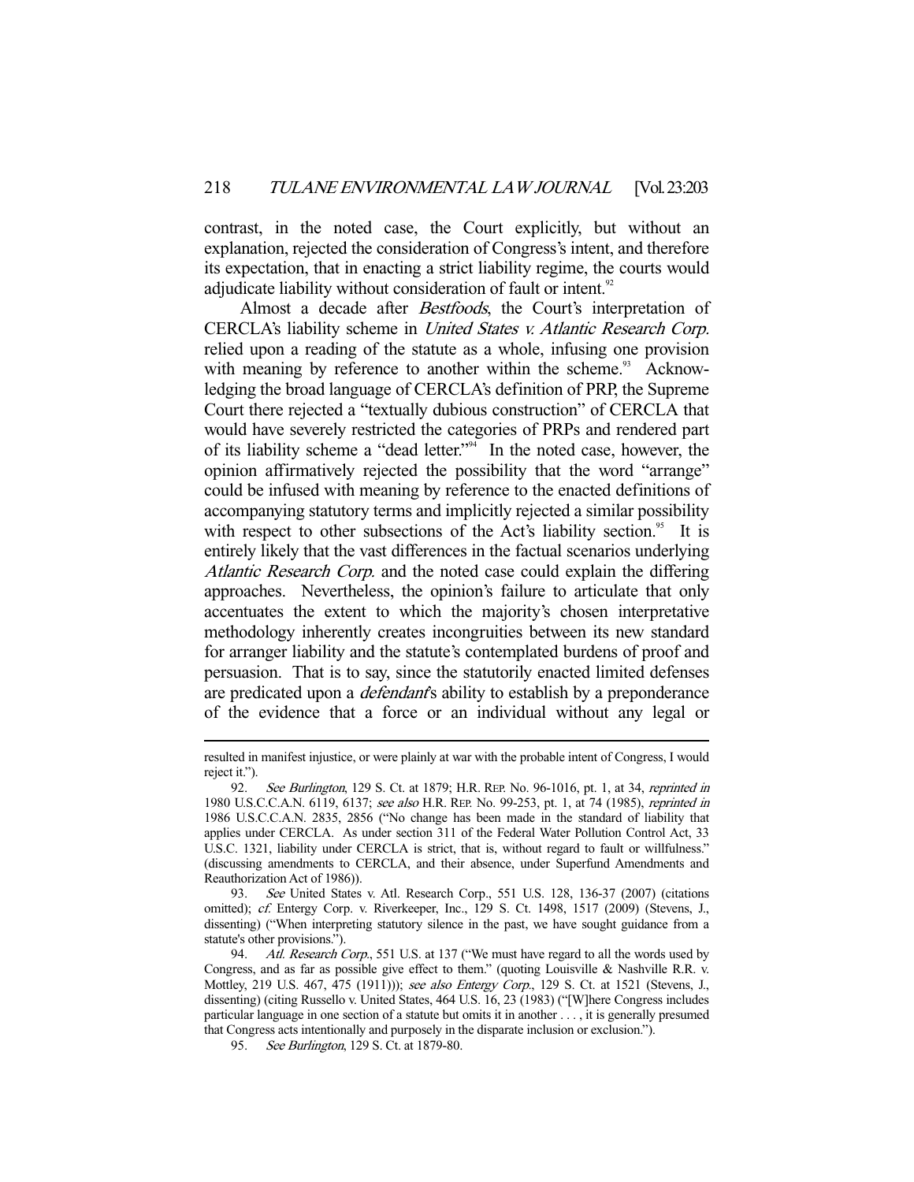contrast, in the noted case, the Court explicitly, but without an explanation, rejected the consideration of Congress's intent, and therefore its expectation, that in enacting a strict liability regime, the courts would adjudicate liability without consideration of fault or intent.[92]

Almost a decade after *Bestfoods*, the Court's interpretation of CERCLA's liability scheme in *United States v. Atlantic Research Corp.* relied upon a reading of the statute as a whole, infusing one provision with meaning by reference to another within the scheme.[93] Acknowledging the broad language of CERCLA's definition of PRP, the Supreme Court there rejected a "textually dubious construction" of CERCLA that would have severely restricted the categories of PRPs and rendered part of its liability scheme a "dead letter."[94] In the noted case, however, the opinion affirmatively rejected the possibility that the word "arrange" could be infused with meaning by reference to the enacted definitions of accompanying statutory terms and implicitly rejected a similar possibility with respect to other subsections of the Act's liability section.[95] It is entirely likely that the vast differences in the factual scenarios underlying *Atlantic Research Corp.* and the noted case could explain the differing approaches. Nevertheless, the opinion's failure to articulate that only accentuates the extent to which the majority's chosen interpretative methodology inherently creates incongruities between its new standard for arranger liability and the statute's contemplated burdens of proof and persuasion. That is to say, since the statutorily enacted limited defenses are predicated upon a *defendant*'s ability to establish by a preponderance of the evidence that a force or an individual without any legal or

---

resulted in manifest injustice, or were plainly at war with the probable intent of Congress, I would reject it.").

92. *See Burlington*, 129 S. Ct. at 1879; H.R. REP. No. 96-1016, pt. 1, at 34, *reprinted in* 1980 U.S.C.C.A.N. 6119, 6137; *see also* H.R. REP. No. 99-253, pt. 1, at 74 (1985), *reprinted in* 1986 U.S.C.C.A.N. 2835, 2856 ("No change has been made in the standard of liability that applies under CERCLA. As under section 311 of the Federal Water Pollution Control Act, 33 U.S.C. 1321, liability under CERCLA is strict, that is, without regard to fault or willfulness." (discussing amendments to CERCLA, and their absence, under Superfund Amendments and Reauthorization Act of 1986)).

93. *See* United States v. Atl. Research Corp., 551 U.S. 128, 136-37 (2007) (citations omitted); *cf.* Entergy Corp. v. Riverkeeper, Inc., 129 S. Ct. 1498, 1517 (2009) (Stevens, J., dissenting) ("When interpreting statutory silence in the past, we have sought guidance from a statute's other provisions.").

94. *Atl. Research Corp.*, 551 U.S. at 137 ("We must have regard to all the words used by Congress, and as far as possible give effect to them." (quoting Louisville & Nashville R.R. v. Mottley, 219 U.S. 467, 475 (1911))); *see also Entergy Corp.*, 129 S. Ct. at 1521 (Stevens, J., dissenting) (citing Russello v. United States, 464 U.S. 16, 23 (1983) ("[W]here Congress includes particular language in one section of a statute but omits it in another . . . , it is generally presumed that Congress acts intentionally and purposely in the disparate inclusion or exclusion.").

95. *See Burlington*, 129 S. Ct. at 1879-80.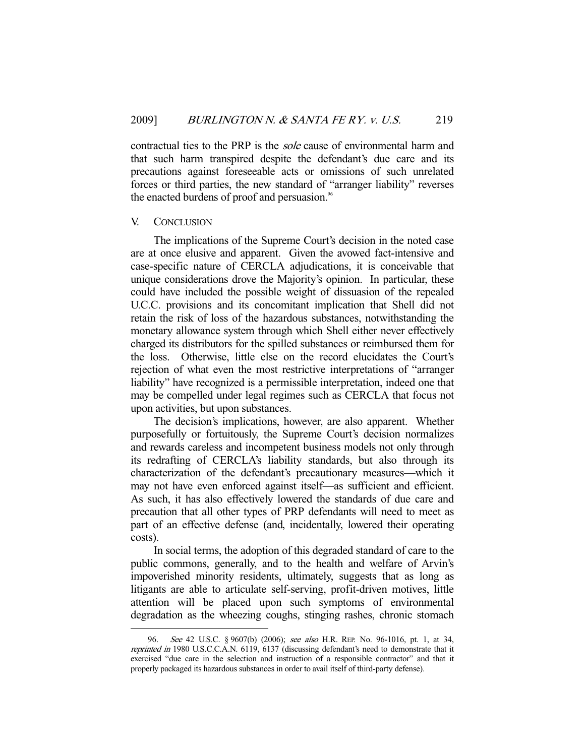contractual ties to the PRP is the *sole* cause of environmental harm and that such harm transpired despite the defendant's due care and its precautions against foreseeable acts or omissions of such unrelated forces or third parties, the new standard of "arranger liability" reverses the enacted burdens of proof and persuasion.[96]

## V. CONCLUSION

The implications of the Supreme Court's decision in the noted case are at once elusive and apparent. Given the avowed fact-intensive and case-specific nature of CERCLA adjudications, it is conceivable that unique considerations drove the Majority's opinion. In particular, these could have included the possible weight of dissuasion of the repealed U.C.C. provisions and its concomitant implication that Shell did not retain the risk of loss of the hazardous substances, notwithstanding the monetary allowance system through which Shell either never effectively charged its distributors for the spilled substances or reimbursed them for the loss. Otherwise, little else on the record elucidates the Court's rejection of what even the most restrictive interpretations of "arranger liability" have recognized is a permissible interpretation, indeed one that may be compelled under legal regimes such as CERCLA that focus not upon activities, but upon substances.

The decision's implications, however, are also apparent. Whether purposefully or fortuitously, the Supreme Court's decision normalizes and rewards careless and incompetent business models not only through its redrafting of CERCLA's liability standards, but also through its characterization of the defendant's precautionary measures—which it may not have even enforced against itself—as sufficient and efficient. As such, it has also effectively lowered the standards of due care and precaution that all other types of PRP defendants will need to meet as part of an effective defense (and, incidentally, lowered their operating costs).

In social terms, the adoption of this degraded standard of care to the public commons, generally, and to the health and welfare of Arvin's impoverished minority residents, ultimately, suggests that as long as litigants are able to articulate self-serving, profit-driven motives, little attention will be placed upon such symptoms of environmental degradation as the wheezing coughs, stinging rashes, chronic stomach

---

96. *See* 42 U.S.C. § 9607(b) (2006); *see also* H.R. REP. No. 96-1016, pt. 1, at 34, *reprinted in* 1980 U.S.C.C.A.N. 6119, 6137 (discussing defendant's need to demonstrate that it exercised "due care in the selection and instruction of a responsible contractor" and that it properly packaged its hazardous substances in order to avail itself of third-party defense).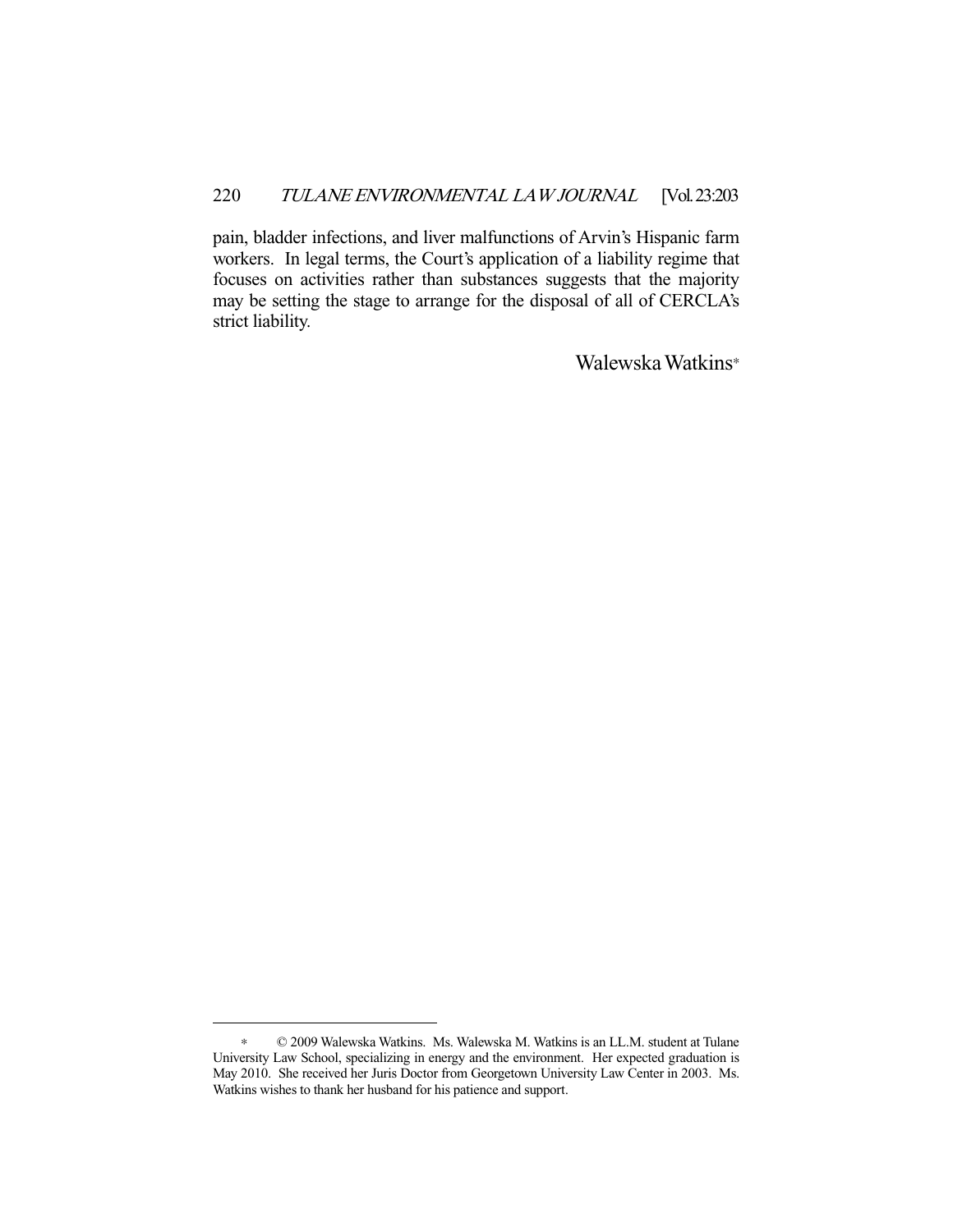pain, bladder infections, and liver malfunctions of Arvin's Hispanic farm workers. In legal terms, the Court's application of a liability regime that focuses on activities rather than substances suggests that the majority may be setting the stage to arrange for the disposal of all of CERCLA's strict liability.

Walewska Watkins*

---

\* © 2009 Walewska Watkins. Ms. Walewska M. Watkins is an LL.M. student at Tulane University Law School, specializing in energy and the environment. Her expected graduation is May 2010. She received her Juris Doctor from Georgetown University Law Center in 2003. Ms. Watkins wishes to thank her husband for his patience and support.